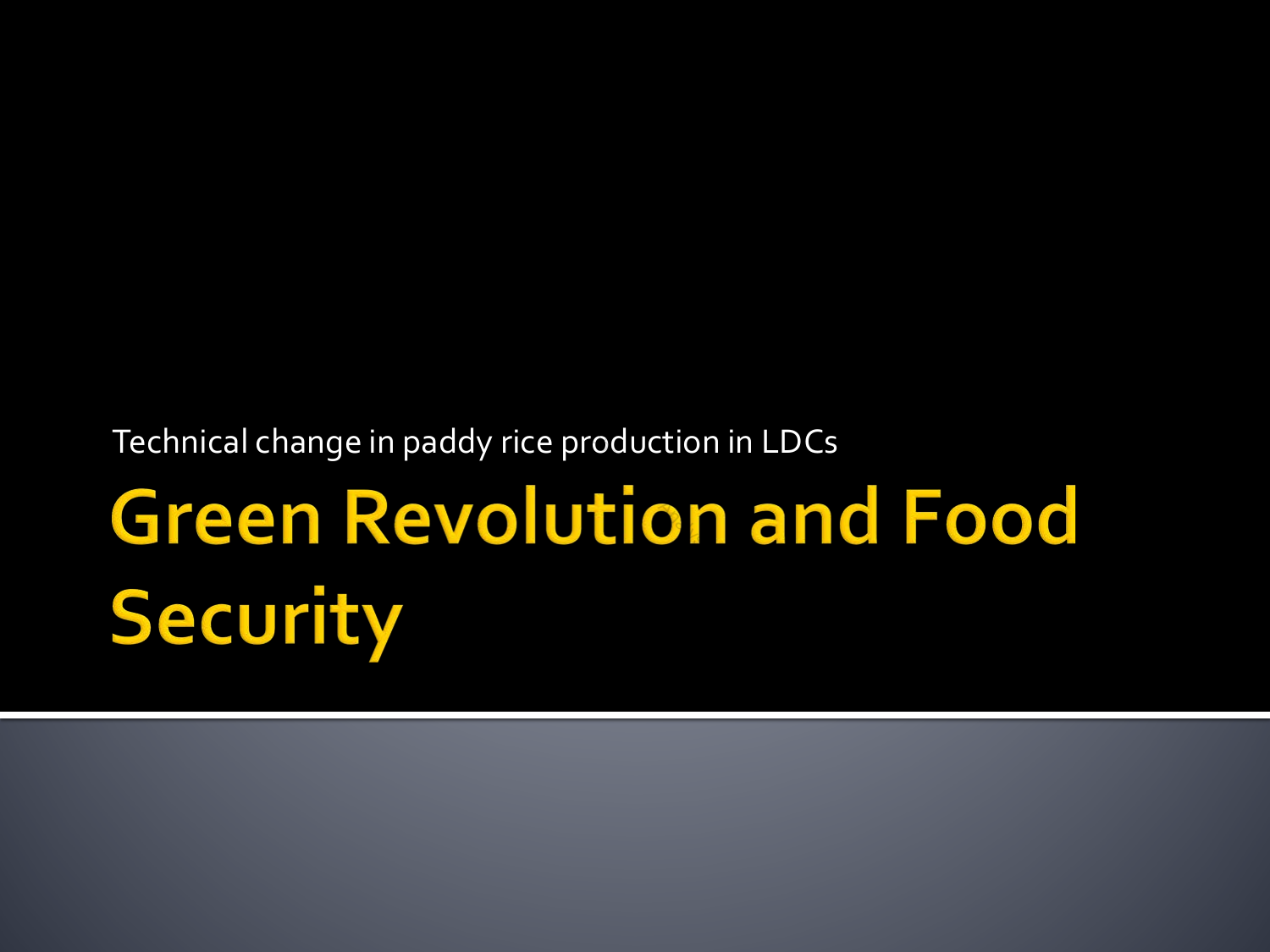Technical change in paddy rice production in LDCs

# Green Revolution and Food Security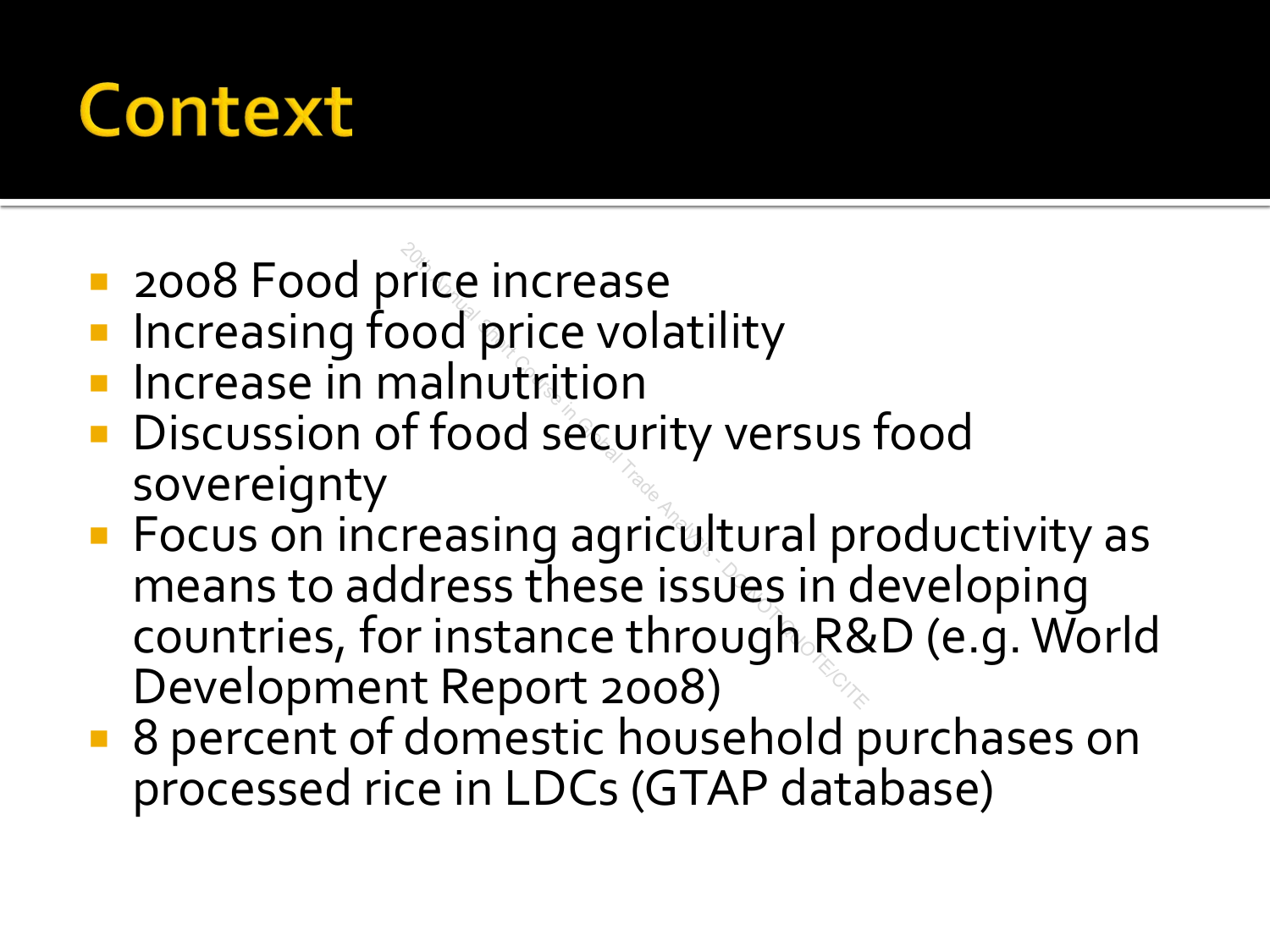# Context

- 2008 Food price increase
- Increasing food price volatility
- Increase in malnutrition
- Discussion of food security versus food sovereignty
- Focus on increasing agricultural productivity as means to address these issues in developing countries, for instance through R&D (e.g. World Development Report 2008)
- 8 percent of domestic household purchases on processed rice in LDCs (GTAP database)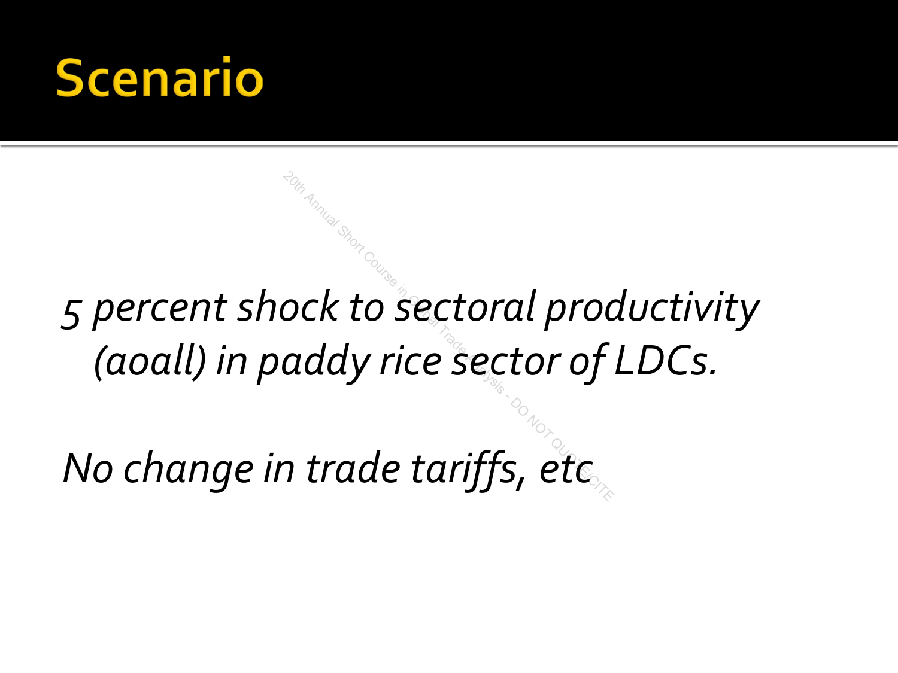# Scenario

*5 percent shock to sectoral productivity (aoall) in paddy rice sector of LDCs.*

*No change in trade tariffs, etc*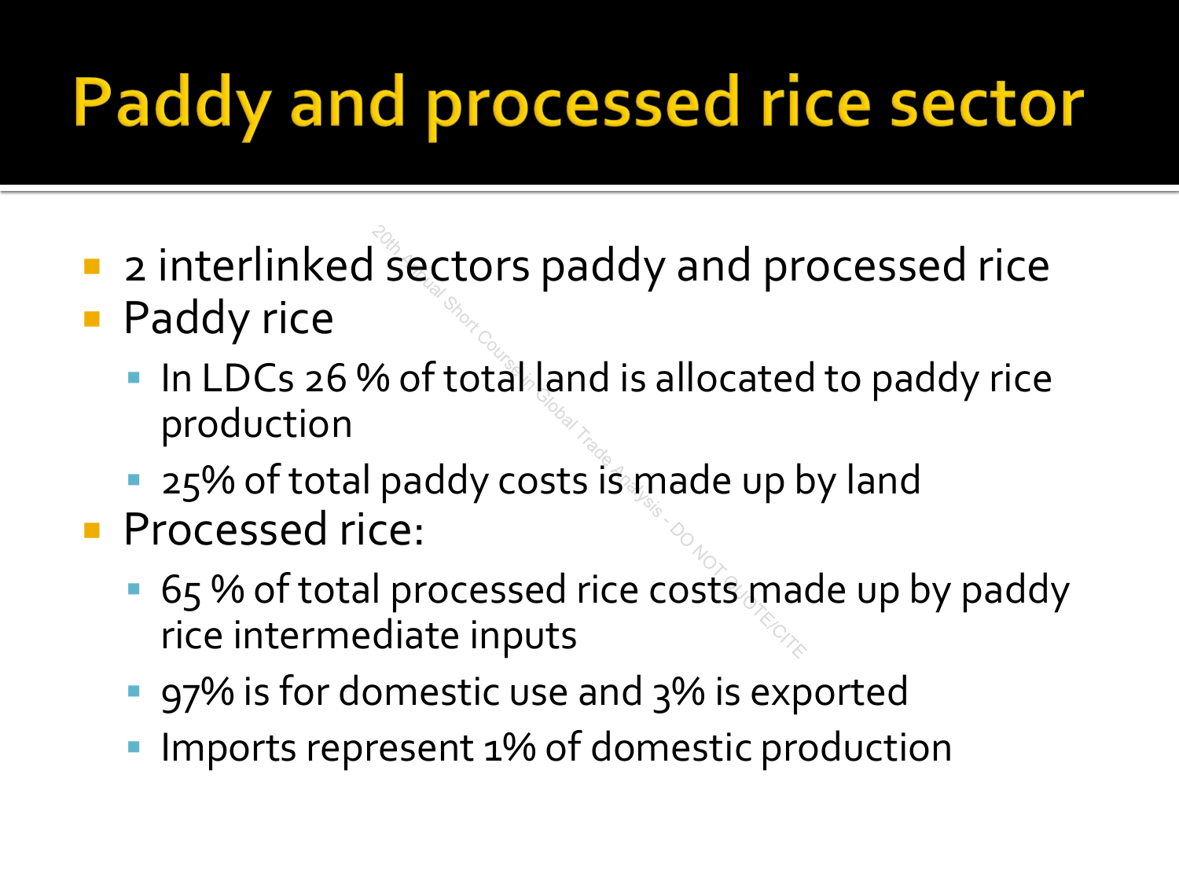# Paddy and processed rice sector

- 2 interlinked sectors paddy and processed rice
- Paddy rice
  - In LDCs 26 % of total land is allocated to paddy rice production
  - 25% of total paddy costs is made up by land
- Processed rice:
  - 65 % of total processed rice costs made up by paddy rice intermediate inputs
  - 97% is for domestic use and 3% is exported
  - Imports represent 1% of domestic production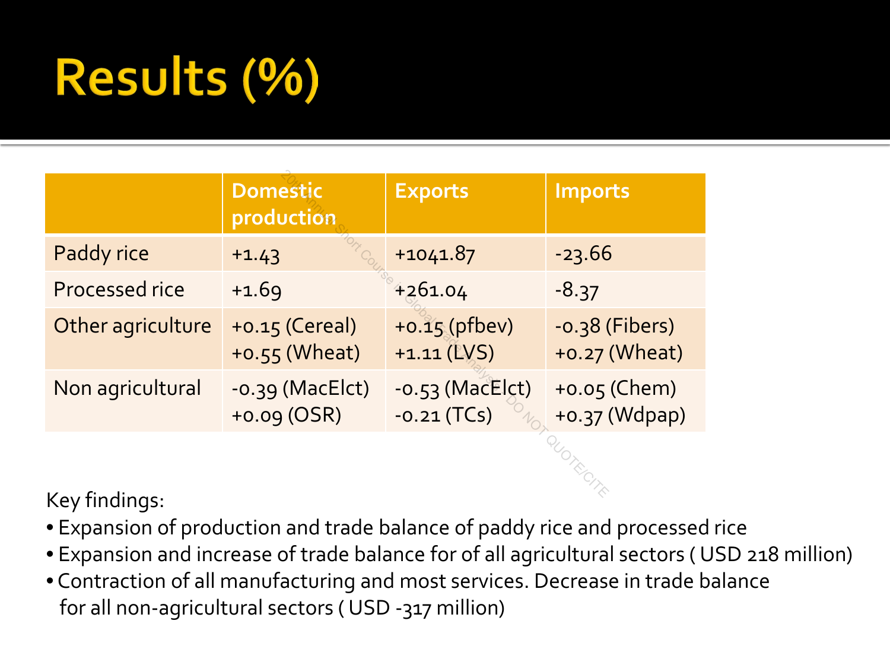# Results (%)

| | Domestic production | Exports | Imports |
|---|---|---|---|
| Paddy rice | +1.43 | +1041.87 | -23.66 |
| Processed rice | +1.69 | +261.04 | -8.37 |
| Other agriculture | +0.15 (Cereal)<br>+0.55 (Wheat) | +0.15 (pfbev)<br>+1.11 (LVS) | -0.38 (Fibers)<br>+0.27 (Wheat) |
| Non agricultural | -0.39 (MacElct)<br>+0.09 (OSR) | -0.53 (MacElct)<br>-0.21 (TCs) | +0.05 (Chem)<br>+0.37 (Wdpap) |

Key findings:

- Expansion of production and trade balance of paddy rice and processed rice
- Expansion and increase of trade balance for of all agricultural sectors ( USD 218 million)
- Contraction of all manufacturing and most services. Decrease in trade balance for all non-agricultural sectors ( USD -317 million)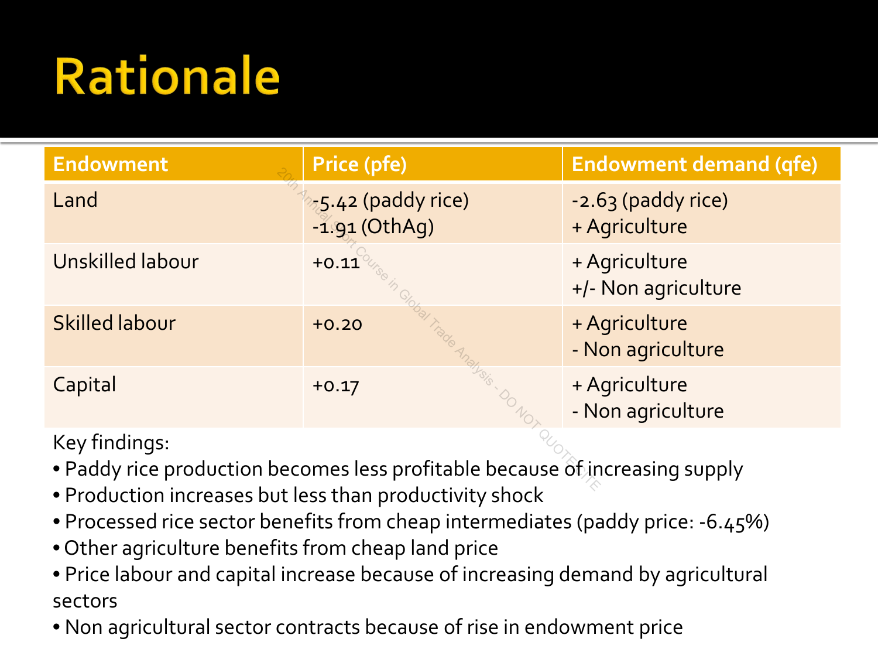# Rationale

| Endowment | Price (pfe) | Endowment demand (qfe) |
|---|---|---|
| Land | -5.42 (paddy rice)<br>-1.91 (OthAg) | -2.63 (paddy rice)<br>+ Agriculture |
| Unskilled labour | +0.11 | + Agriculture<br>+/- Non agriculture |
| Skilled labour | +0.20 | + Agriculture<br>- Non agriculture |
| Capital | +0.17 | + Agriculture<br>- Non agriculture |

Key findings:

- Paddy rice production becomes less profitable because of increasing supply
- Production increases but less than productivity shock
- Processed rice sector benefits from cheap intermediates (paddy price: -6.45%)
- Other agriculture benefits from cheap land price
- Price labour and capital increase because of increasing demand by agricultural sectors
- Non agricultural sector contracts because of rise in endowment price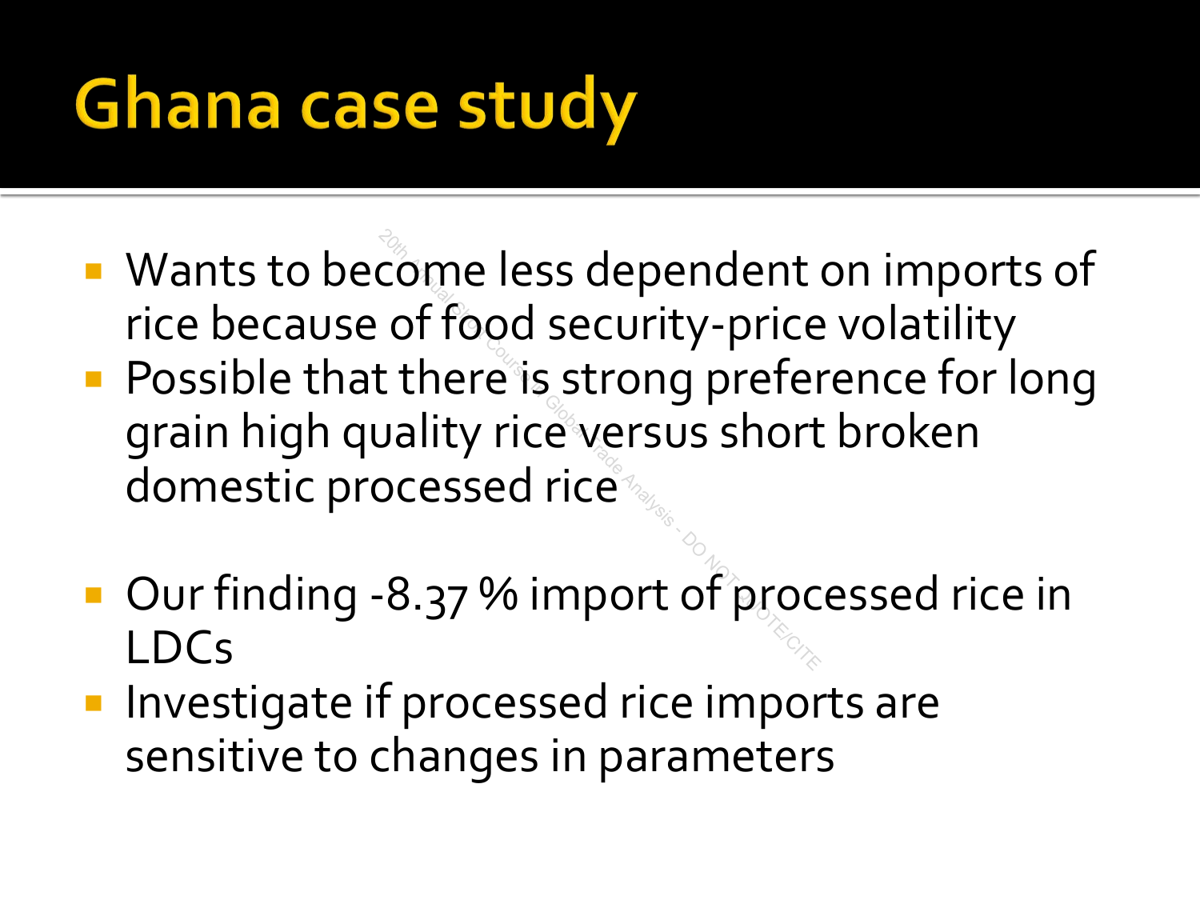# Ghana case study

- Wants to become less dependent on imports of rice because of food security-price volatility
- Possible that there is strong preference for long grain high quality rice versus short broken domestic processed rice

- Our finding -8.37 % import of processed rice in LDCs
- Investigate if processed rice imports are sensitive to changes in parameters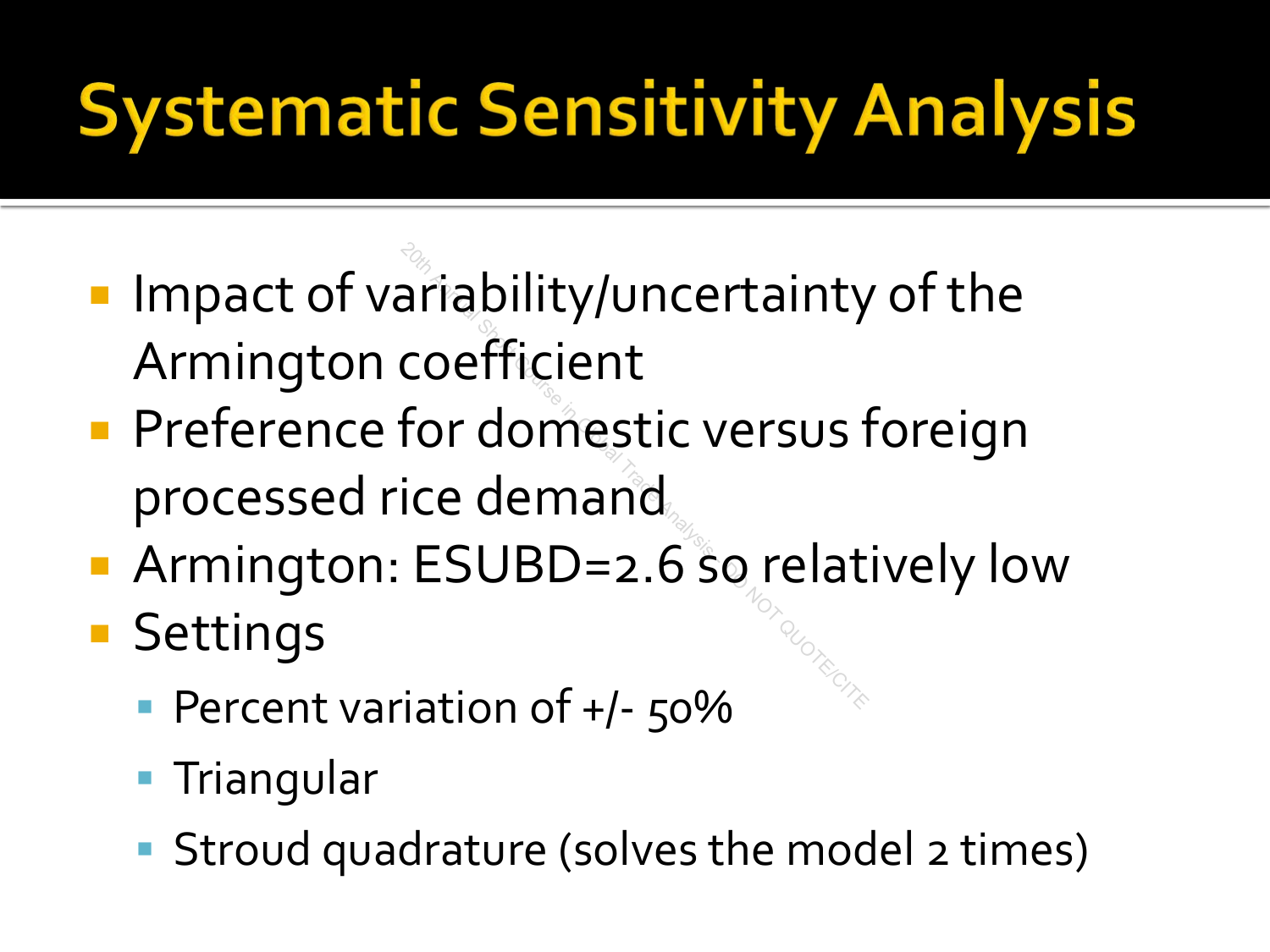# Systematic Sensitivity Analysis

- Impact of variability/uncertainty of the Armington coefficient
- Preference for domestic versus foreign processed rice demand
- Armington: ESUBD=2.6 so relatively low
- Settings
  - Percent variation of +/- 50%
  - Triangular
  - Stroud quadrature (solves the model 2 times)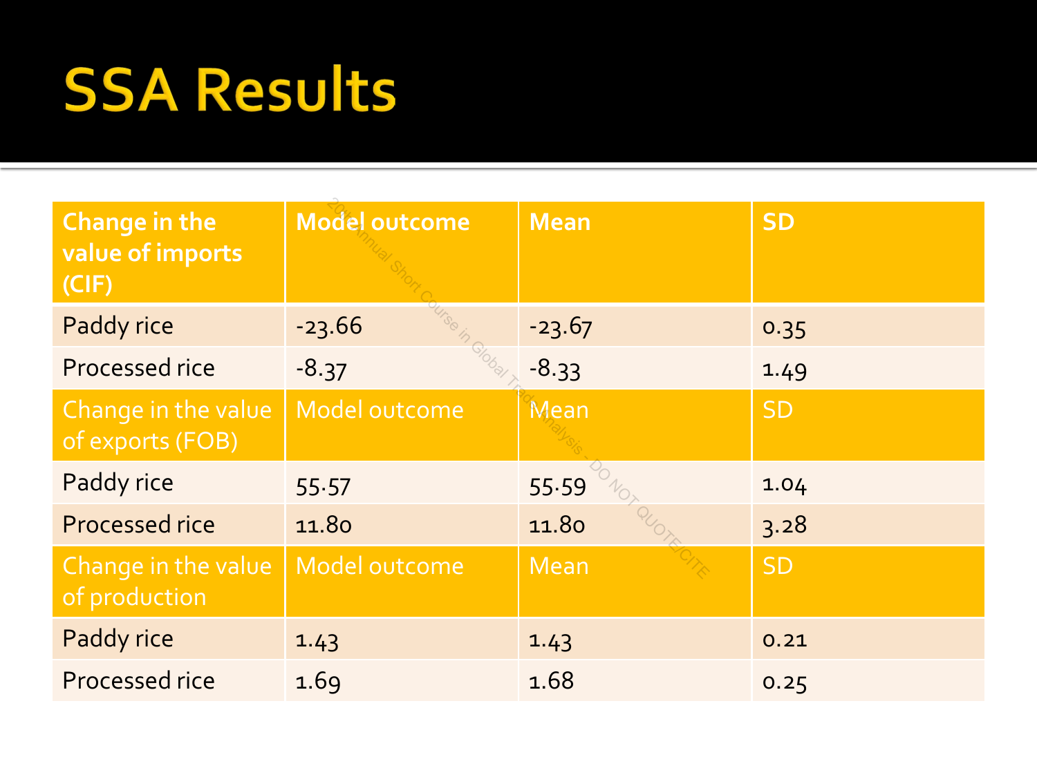# SSA Results

| Change in the value of imports (CIF) | Model outcome | Mean | SD |
|---|---|---|---|
| Paddy rice | -23.66 | -23.67 | 0.35 |
| Processed rice | -8.37 | -8.33 | 1.49 |
| Change in the value of exports (FOB) | Model outcome | Mean | SD |
| Paddy rice | 55.57 | 55.59 | 1.04 |
| Processed rice | 11.80 | 11.80 | 3.28 |
| Change in the value of production | Model outcome | Mean | SD |
| Paddy rice | 1.43 | 1.43 | 0.21 |
| Processed rice | 1.69 | 1.68 | 0.25 |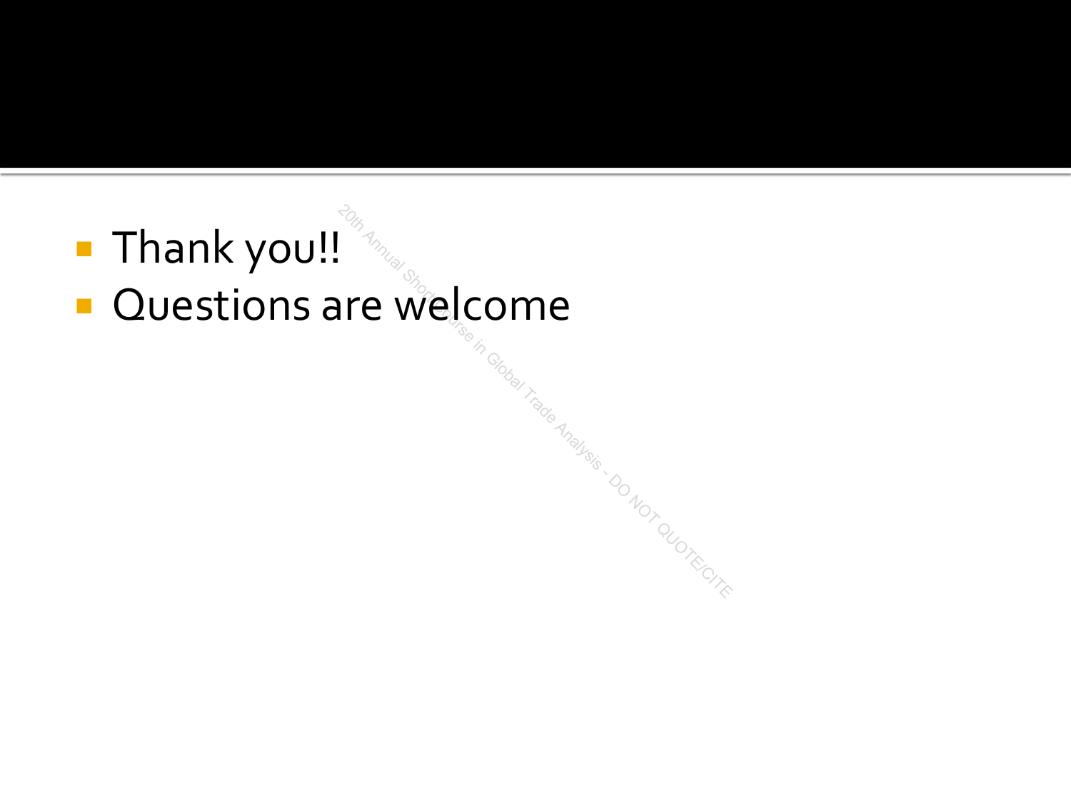- Thank you!!
- Questions are welcome